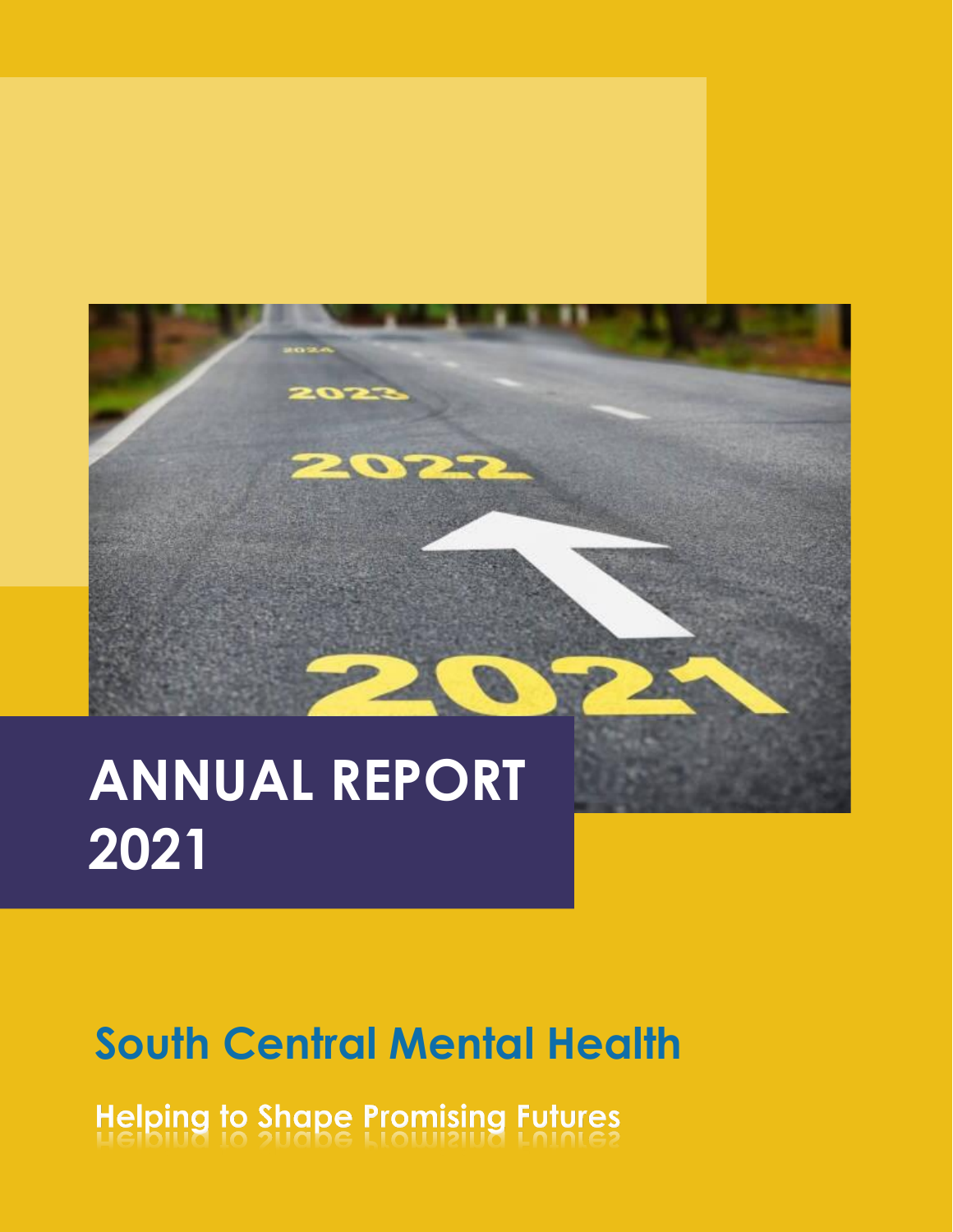# ANNUAL REPORT 2021

## South Central Mental Health

### Helping to Shape Promising Futures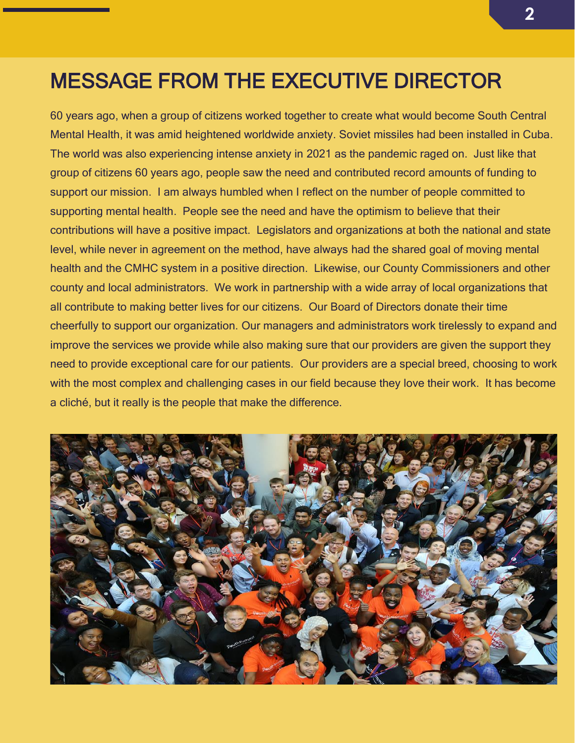# MESSAGE FROM THE EXECUTIVE DIRECTOR

60 years ago, when a group of citizens worked together to create what would become South Central Mental Health, it was amid heightened worldwide anxiety. Soviet missiles had been installed in Cuba. The world was also experiencing intense anxiety in 2021 as the pandemic raged on. Just like that group of citizens 60 years ago, people saw the need and contributed record amounts of funding to support our mission. I am always humbled when I reflect on the number of people committed to supporting mental health. People see the need and have the optimism to believe that their contributions will have a positive impact. Legislators and organizations at both the national and state level, while never in agreement on the method, have always had the shared goal of moving mental health and the CMHC system in a positive direction. Likewise, our County Commissioners and other county and local administrators. We work in partnership with a wide array of local organizations that all contribute to making better lives for our citizens. Our Board of Directors donate their time cheerfully to support our organization. Our managers and administrators work tirelessly to expand and improve the services we provide while also making sure that our providers are given the support they need to provide exceptional care for our patients. Our providers are a special breed, choosing to work with the most complex and challenging cases in our field because they love their work. It has become a cliché, but it really is the people that make the difference.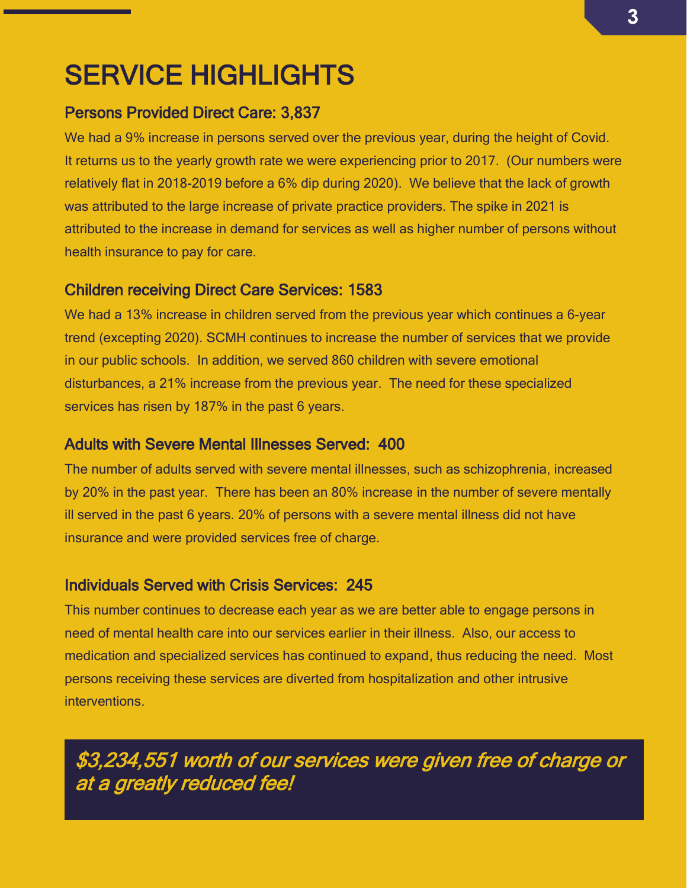# SERVICE HIGHLIGHTS

## Persons Provided Direct Care: 3,837

We had a 9% increase in persons served over the previous year, during the height of Covid. It returns us to the yearly growth rate we were experiencing prior to 2017. (Our numbers were relatively flat in 2018-2019 before a 6% dip during 2020). We believe that the lack of growth was attributed to the large increase of private practice providers. The spike in 2021 is attributed to the increase in demand for services as well as higher number of persons without health insurance to pay for care.

## Children receiving Direct Care Services: 1583

We had a 13% increase in children served from the previous year which continues a 6-year trend (excepting 2020). SCMH continues to increase the number of services that we provide in our public schools. In addition, we served 860 children with severe emotional disturbances, a 21% increase from the previous year. The need for these specialized services has risen by 187% in the past 6 years.

## Adults with Severe Mental Illnesses Served: 400

The number of adults served with severe mental illnesses, such as schizophrenia, increased by 20% in the past year. There has been an 80% increase in the number of severe mentally ill served in the past 6 years. 20% of persons with a severe mental illness did not have insurance and were provided services free of charge.

## Individuals Served with Crisis Services: 245

This number continues to decrease each year as we are better able to engage persons in need of mental health care into our services earlier in their illness. Also, our access to medication and specialized services has continued to expand, thus reducing the need. Most persons receiving these services are diverted from hospitalization and other intrusive interventions.

***$3,234,551 worth of our services were given free of charge or at a greatly reduced fee!***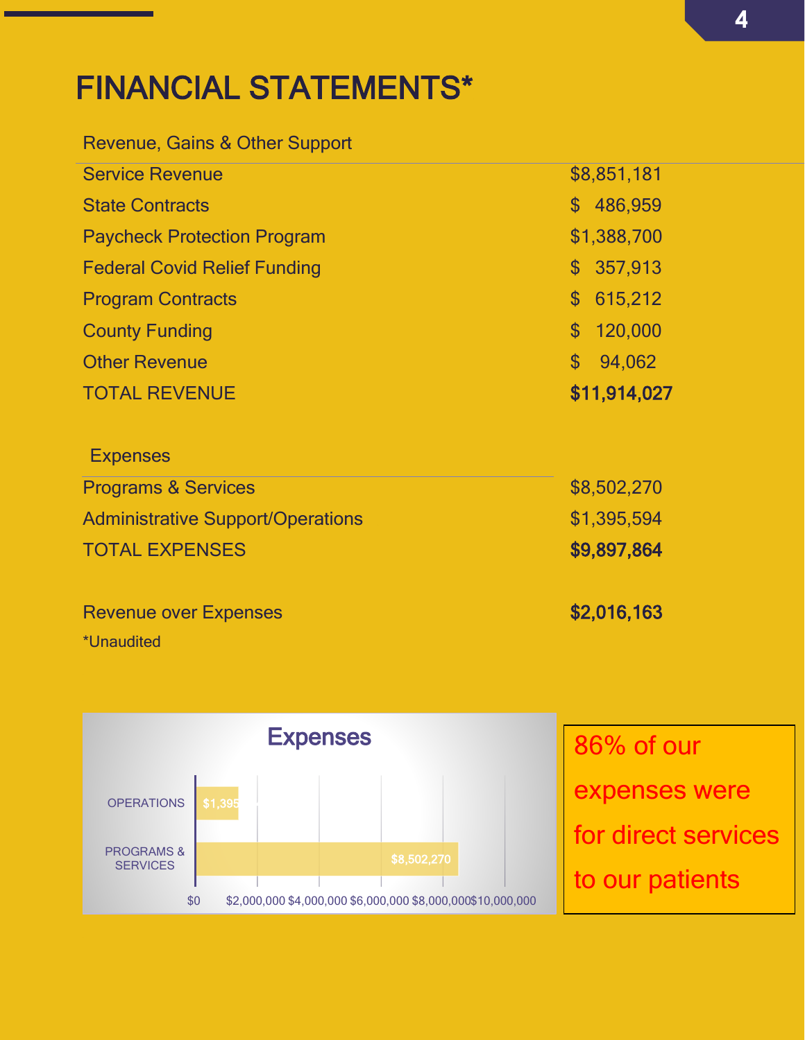# FINANCIAL STATEMENTS*

| Revenue, Gains & Other Support | |
|---|---|
| Service Revenue | $8,851,181 |
| State Contracts | $ 486,959 |
| Paycheck Protection Program | $1,388,700 |
| Federal Covid Relief Funding | $ 357,913 |
| Program Contracts | $ 615,212 |
| County Funding | $ 120,000 |
| Other Revenue | $ 94,062 |
| TOTAL REVENUE | **$11,914,027** |

| Expenses | |
|---|---|
| Programs & Services | $8,502,270 |
| Administrative Support/Operations | $1,395,594 |
| TOTAL EXPENSES | **$9,897,864** |

| | |
|---|---|
| Revenue over Expenses | **$2,016,163** |

*Unaudited

**Expenses**

| Category | Amount |
|---|---|
| OPERATIONS | $1,395 |
| PROGRAMS & SERVICES | $8,502,270 |

$0 $2,000,000 $4,000,000 $6,000,000 $8,000,000 $10,000,000

86% of our expenses were for direct services to our patients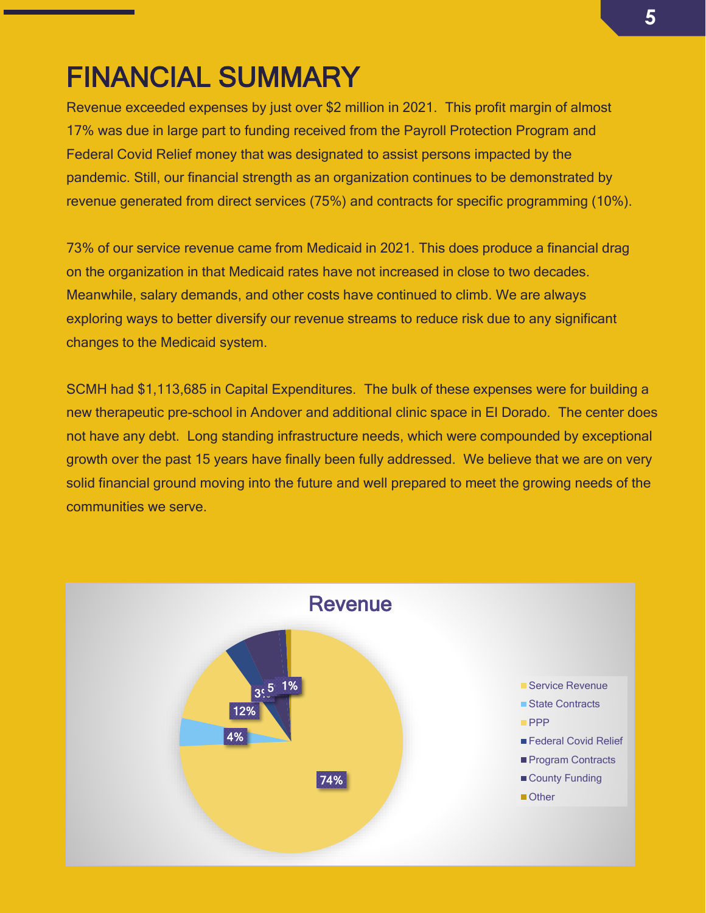# FINANCIAL SUMMARY

Revenue exceeded expenses by just over $2 million in 2021. This profit margin of almost 17% was due in large part to funding received from the Payroll Protection Program and Federal Covid Relief money that was designated to assist persons impacted by the pandemic. Still, our financial strength as an organization continues to be demonstrated by revenue generated from direct services (75%) and contracts for specific programming (10%).

73% of our service revenue came from Medicaid in 2021. This does produce a financial drag on the organization in that Medicaid rates have not increased in close to two decades. Meanwhile, salary demands, and other costs have continued to climb. We are always exploring ways to better diversify our revenue streams to reduce risk due to any significant changes to the Medicaid system.

SCMH had $1,113,685 in Capital Expenditures. The bulk of these expenses were for building a new therapeutic pre-school in Andover and additional clinic space in El Dorado. The center does not have any debt. Long standing infrastructure needs, which were compounded by exceptional growth over the past 15 years have finally been fully addressed. We believe that we are on very solid financial ground moving into the future and well prepared to meet the growing needs of the communities we serve.

**Revenue**

| Category | Share |
|---|---|
| Service Revenue | 74% |
| State Contracts | 4% |
| PPP | 12% |
| Federal Covid Relief | 3% |
| Program Contracts | 5% |
| County Funding | 1% |
| Other | |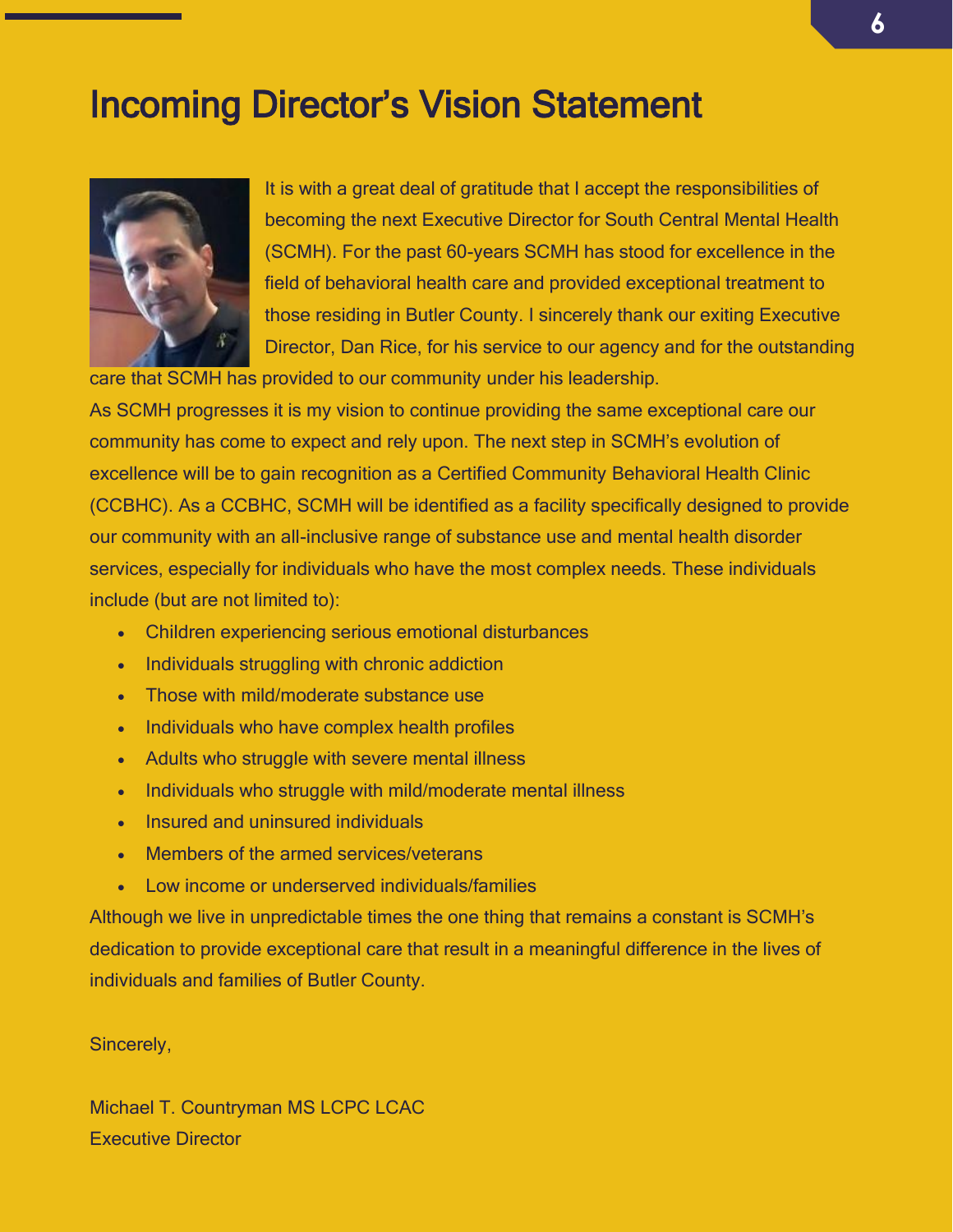# Incoming Director's Vision Statement

It is with a great deal of gratitude that I accept the responsibilities of becoming the next Executive Director for South Central Mental Health (SCMH). For the past 60-years SCMH has stood for excellence in the field of behavioral health care and provided exceptional treatment to those residing in Butler County. I sincerely thank our exiting Executive Director, Dan Rice, for his service to our agency and for the outstanding care that SCMH has provided to our community under his leadership.

As SCMH progresses it is my vision to continue providing the same exceptional care our community has come to expect and rely upon. The next step in SCMH's evolution of excellence will be to gain recognition as a Certified Community Behavioral Health Clinic (CCBHC). As a CCBHC, SCMH will be identified as a facility specifically designed to provide our community with an all-inclusive range of substance use and mental health disorder services, especially for individuals who have the most complex needs. These individuals include (but are not limited to):

- Children experiencing serious emotional disturbances
- Individuals struggling with chronic addiction
- Those with mild/moderate substance use
- Individuals who have complex health profiles
- Adults who struggle with severe mental illness
- Individuals who struggle with mild/moderate mental illness
- Insured and uninsured individuals
- Members of the armed services/veterans
- Low income or underserved individuals/families

Although we live in unpredictable times the one thing that remains a constant is SCMH's dedication to provide exceptional care that result in a meaningful difference in the lives of individuals and families of Butler County.

Sincerely,

Michael T. Countryman MS LCPC LCAC
Executive Director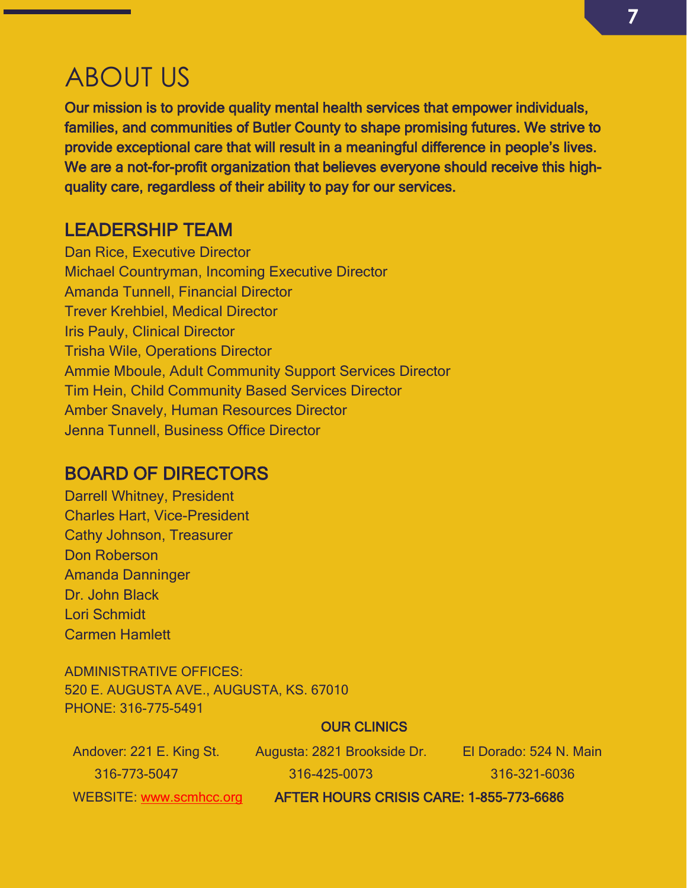# ABOUT US

**Our mission is to provide quality mental health services that empower individuals, families, and communities of Butler County to shape promising futures. We strive to provide exceptional care that will result in a meaningful difference in people's lives. We are a not-for-profit organization that believes everyone should receive this high-quality care, regardless of their ability to pay for our services.**

## LEADERSHIP TEAM

Dan Rice, Executive Director
Michael Countryman, Incoming Executive Director
Amanda Tunnell, Financial Director
Trever Krehbiel, Medical Director
Iris Pauly, Clinical Director
Trisha Wile, Operations Director
Ammie Mboule, Adult Community Support Services Director
Tim Hein, Child Community Based Services Director
Amber Snavely, Human Resources Director
Jenna Tunnell, Business Office Director

## BOARD OF DIRECTORS

Darrell Whitney, President
Charles Hart, Vice-President
Cathy Johnson, Treasurer
Don Roberson
Amanda Danninger
Dr. John Black
Lori Schmidt
Carmen Hamlett

ADMINISTRATIVE OFFICES:
520 E. AUGUSTA AVE., AUGUSTA, KS. 67010
PHONE: 316-775-5491

**OUR CLINICS**

Andover: 221 E. King St.
316-773-5047

Augusta: 2821 Brookside Dr.
316-425-0073

El Dorado: 524 N. Main
316-321-6036

WEBSITE: www.scmhcc.org

**AFTER HOURS CRISIS CARE: 1-855-773-6686**